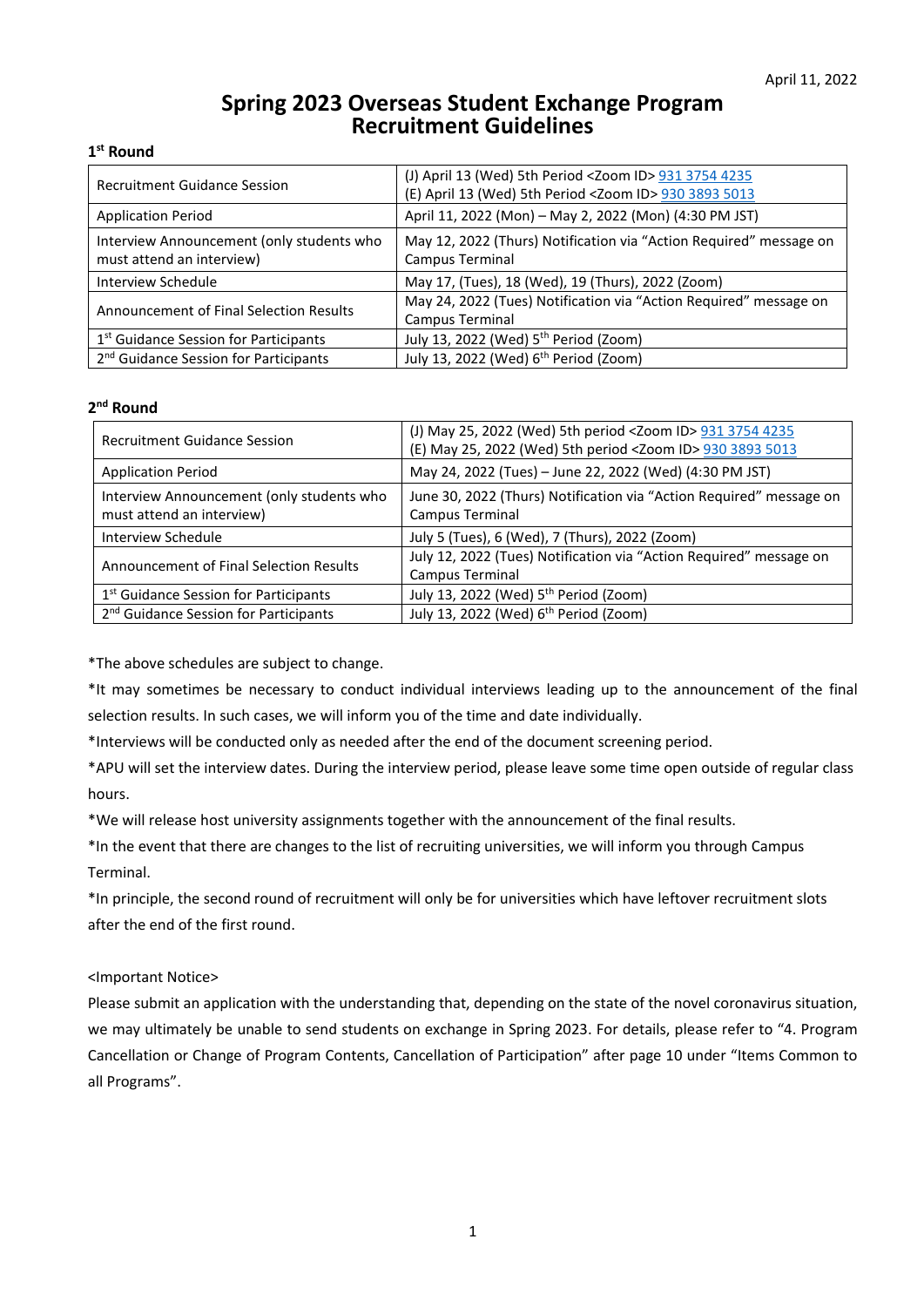April 11, 2022

# Spring 2023 Overseas Student Exchange Program Recruitment Guidelines

## 1st Round

| | |
|---|---|
| Recruitment Guidance Session | (J) April 13 (Wed) 5th Period <Zoom ID> 931 3754 4235<br>(E) April 13 (Wed) 5th Period <Zoom ID> 930 3893 5013 |
| Application Period | April 11, 2022 (Mon) – May 2, 2022 (Mon) (4:30 PM JST) |
| Interview Announcement (only students who must attend an interview) | May 12, 2022 (Thurs) Notification via "Action Required" message on Campus Terminal |
| Interview Schedule | May 17, (Tues), 18 (Wed), 19 (Thurs), 2022 (Zoom) |
| Announcement of Final Selection Results | May 24, 2022 (Tues) Notification via "Action Required" message on Campus Terminal |
| 1st Guidance Session for Participants | July 13, 2022 (Wed) 5th Period (Zoom) |
| 2nd Guidance Session for Participants | July 13, 2022 (Wed) 6th Period (Zoom) |

## 2nd Round

| | |
|---|---|
| Recruitment Guidance Session | (J) May 25, 2022 (Wed) 5th period <Zoom ID> 931 3754 4235<br>(E) May 25, 2022 (Wed) 5th period <Zoom ID> 930 3893 5013 |
| Application Period | May 24, 2022 (Tues) – June 22, 2022 (Wed) (4:30 PM JST) |
| Interview Announcement (only students who must attend an interview) | June 30, 2022 (Thurs) Notification via "Action Required" message on Campus Terminal |
| Interview Schedule | July 5 (Tues), 6 (Wed), 7 (Thurs), 2022 (Zoom) |
| Announcement of Final Selection Results | July 12, 2022 (Tues) Notification via "Action Required" message on Campus Terminal |
| 1st Guidance Session for Participants | July 13, 2022 (Wed) 5th Period (Zoom) |
| 2nd Guidance Session for Participants | July 13, 2022 (Wed) 6th Period (Zoom) |

*The above schedules are subject to change.

*It may sometimes be necessary to conduct individual interviews leading up to the announcement of the final selection results. In such cases, we will inform you of the time and date individually.

*Interviews will be conducted only as needed after the end of the document screening period.

*APU will set the interview dates. During the interview period, please leave some time open outside of regular class hours.

*We will release host university assignments together with the announcement of the final results.

*In the event that there are changes to the list of recruiting universities, we will inform you through Campus Terminal.

*In principle, the second round of recruitment will only be for universities which have leftover recruitment slots after the end of the first round.

<Important Notice>

Please submit an application with the understanding that, depending on the state of the novel coronavirus situation, we may ultimately be unable to send students on exchange in Spring 2023. For details, please refer to "4. Program Cancellation or Change of Program Contents, Cancellation of Participation" after page 10 under "Items Common to all Programs".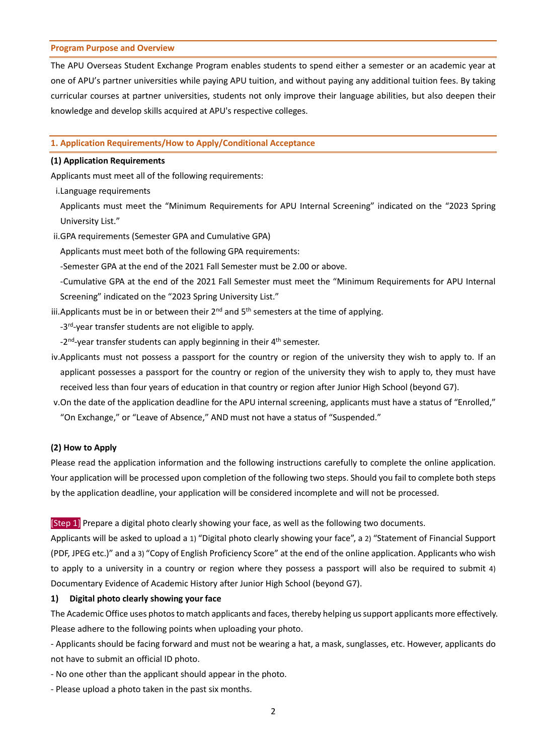## Program Purpose and Overview

The APU Overseas Student Exchange Program enables students to spend either a semester or an academic year at one of APU's partner universities while paying APU tuition, and without paying any additional tuition fees. By taking curricular courses at partner universities, students not only improve their language abilities, but also deepen their knowledge and develop skills acquired at APU's respective colleges.

## 1. Application Requirements/How to Apply/Conditional Acceptance

### (1) Application Requirements

Applicants must meet all of the following requirements:

i. Language requirements

Applicants must meet the "Minimum Requirements for APU Internal Screening" indicated on the "2023 Spring University List."

ii. GPA requirements (Semester GPA and Cumulative GPA)

Applicants must meet both of the following GPA requirements:

-Semester GPA at the end of the 2021 Fall Semester must be 2.00 or above.

-Cumulative GPA at the end of the 2021 Fall Semester must meet the "Minimum Requirements for APU Internal Screening" indicated on the "2023 Spring University List."

iii. Applicants must be in or between their 2nd and 5th semesters at the time of applying.

-3rd-year transfer students are not eligible to apply.

-2nd-year transfer students can apply beginning in their 4th semester.

iv. Applicants must not possess a passport for the country or region of the university they wish to apply to. If an applicant possesses a passport for the country or region of the university they wish to apply to, they must have received less than four years of education in that country or region after Junior High School (beyond G7).

v. On the date of the application deadline for the APU internal screening, applicants must have a status of "Enrolled," "On Exchange," or "Leave of Absence," AND must not have a status of "Suspended."

### (2) How to Apply

Please read the application information and the following instructions carefully to complete the online application. Your application will be processed upon completion of the following two steps. Should you fail to complete both steps by the application deadline, your application will be considered incomplete and will not be processed.

[Step 1] Prepare a digital photo clearly showing your face, as well as the following two documents.

Applicants will be asked to upload a 1) "Digital photo clearly showing your face", a 2) "Statement of Financial Support (PDF, JPEG etc.)" and a 3) "Copy of English Proficiency Score" at the end of the online application. Applicants who wish to apply to a university in a country or region where they possess a passport will also be required to submit 4) Documentary Evidence of Academic History after Junior High School (beyond G7).

**1) Digital photo clearly showing your face**

The Academic Office uses photos to match applicants and faces, thereby helping us support applicants more effectively. Please adhere to the following points when uploading your photo.

- Applicants should be facing forward and must not be wearing a hat, a mask, sunglasses, etc. However, applicants do not have to submit an official ID photo.
- No one other than the applicant should appear in the photo.
- Please upload a photo taken in the past six months.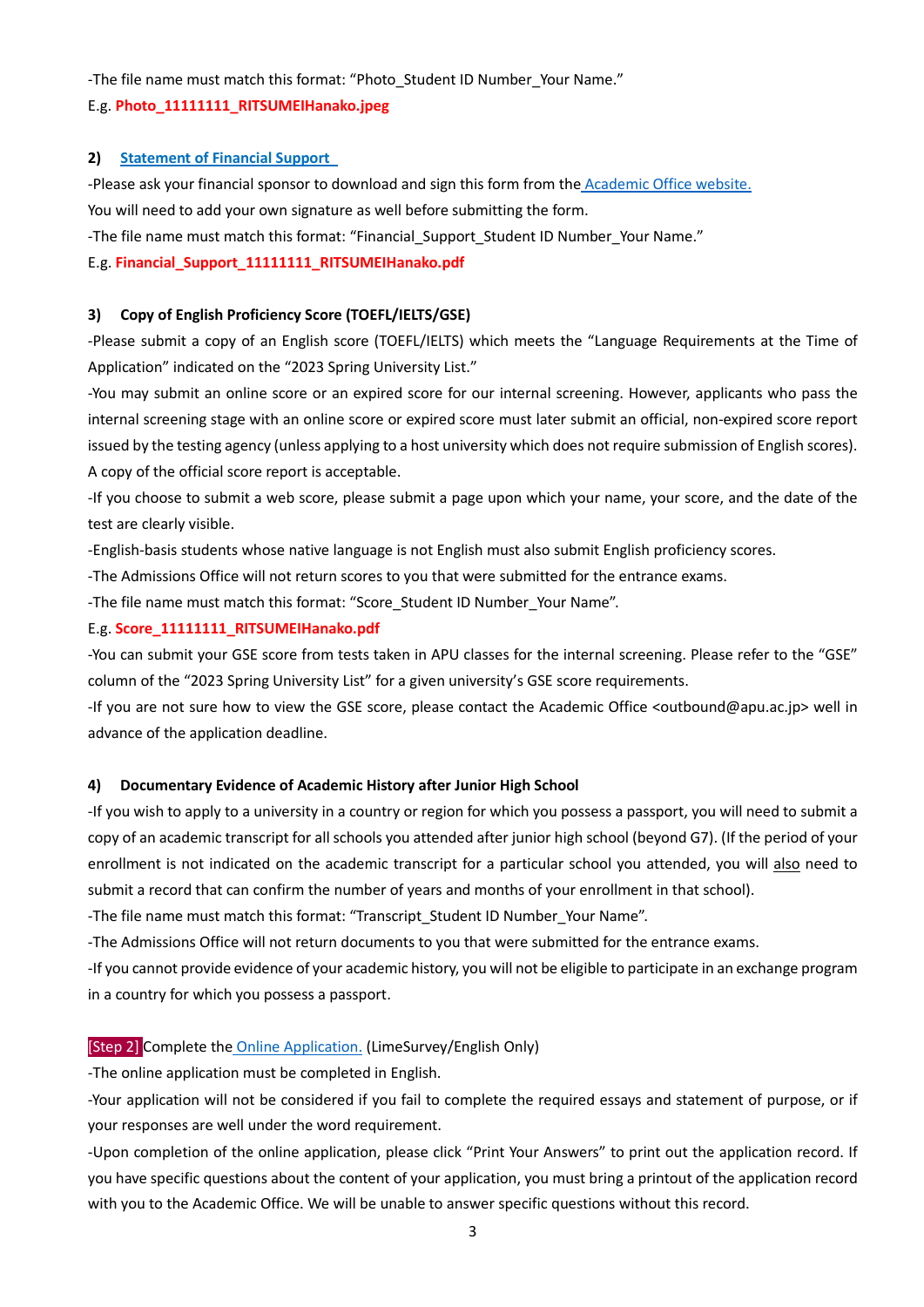-The file name must match this format: “Photo_Student ID Number_Your Name.”

E.g. **Photo_11111111_RITSUMEIHanako.jpeg**

**2) Statement of Financial Support**

-Please ask your financial sponsor to download and sign this form from the Academic Office website.

You will need to add your own signature as well before submitting the form.

-The file name must match this format: “Financial_Support_Student ID Number_Your Name.”

E.g. **Financial_Support_11111111_RITSUMEIHanako.pdf**

**3) Copy of English Proficiency Score (TOEFL/IELTS/GSE)**

-Please submit a copy of an English score (TOEFL/IELTS) which meets the “Language Requirements at the Time of Application” indicated on the “2023 Spring University List.”

-You may submit an online score or an expired score for our internal screening. However, applicants who pass the internal screening stage with an online score or expired score must later submit an official, non-expired score report issued by the testing agency (unless applying to a host university which does not require submission of English scores). A copy of the official score report is acceptable.

-If you choose to submit a web score, please submit a page upon which your name, your score, and the date of the test are clearly visible.

-English-basis students whose native language is not English must also submit English proficiency scores.

-The Admissions Office will not return scores to you that were submitted for the entrance exams.

-The file name must match this format: “Score_Student ID Number_Your Name”.

E.g. **Score_11111111_RITSUMEIHanako.pdf**

-You can submit your GSE score from tests taken in APU classes for the internal screening. Please refer to the “GSE” column of the “2023 Spring University List” for a given university’s GSE score requirements.

-If you are not sure how to view the GSE score, please contact the Academic Office <outbound@apu.ac.jp> well in advance of the application deadline.

**4) Documentary Evidence of Academic History after Junior High School**

-If you wish to apply to a university in a country or region for which you possess a passport, you will need to submit a copy of an academic transcript for all schools you attended after junior high school (beyond G7). (If the period of your enrollment is not indicated on the academic transcript for a particular school you attended, you will also need to submit a record that can confirm the number of years and months of your enrollment in that school).

-The file name must match this format: “Transcript_Student ID Number_Your Name”.

-The Admissions Office will not return documents to you that were submitted for the entrance exams.

-If you cannot provide evidence of your academic history, you will not be eligible to participate in an exchange program in a country for which you possess a passport.

[Step 2] Complete the Online Application. (LimeSurvey/English Only)

-The online application must be completed in English.

-Your application will not be considered if you fail to complete the required essays and statement of purpose, or if your responses are well under the word requirement.

-Upon completion of the online application, please click “Print Your Answers” to print out the application record. If you have specific questions about the content of your application, you must bring a printout of the application record with you to the Academic Office. We will be unable to answer specific questions without this record.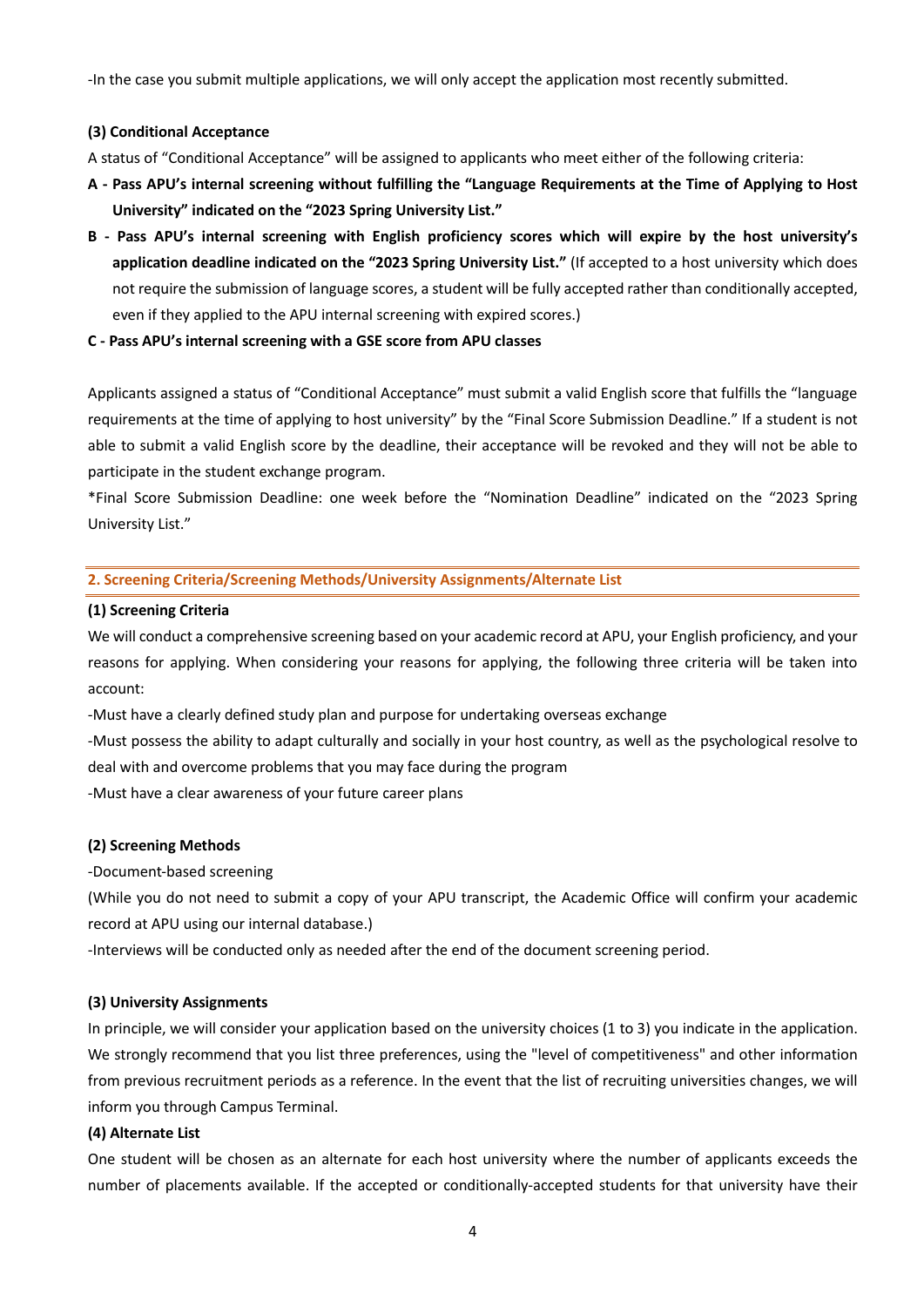-In the case you submit multiple applications, we will only accept the application most recently submitted.

**(3) Conditional Acceptance**

A status of "Conditional Acceptance" will be assigned to applicants who meet either of the following criteria:

**A - Pass APU's internal screening without fulfilling the "Language Requirements at the Time of Applying to Host University" indicated on the "2023 Spring University List."**

**B - Pass APU's internal screening with English proficiency scores which will expire by the host university's application deadline indicated on the "2023 Spring University List."** (If accepted to a host university which does not require the submission of language scores, a student will be fully accepted rather than conditionally accepted, even if they applied to the APU internal screening with expired scores.)

**C - Pass APU's internal screening with a GSE score from APU classes**

Applicants assigned a status of "Conditional Acceptance" must submit a valid English score that fulfills the "language requirements at the time of applying to host university" by the "Final Score Submission Deadline." If a student is not able to submit a valid English score by the deadline, their acceptance will be revoked and they will not be able to participate in the student exchange program.

*Final Score Submission Deadline: one week before the "Nomination Deadline" indicated on the "2023 Spring University List."

## 2. Screening Criteria/Screening Methods/University Assignments/Alternate List

**(1) Screening Criteria**

We will conduct a comprehensive screening based on your academic record at APU, your English proficiency, and your reasons for applying. When considering your reasons for applying, the following three criteria will be taken into account:

-Must have a clearly defined study plan and purpose for undertaking overseas exchange

-Must possess the ability to adapt culturally and socially in your host country, as well as the psychological resolve to deal with and overcome problems that you may face during the program

-Must have a clear awareness of your future career plans

**(2) Screening Methods**

-Document-based screening

(While you do not need to submit a copy of your APU transcript, the Academic Office will confirm your academic record at APU using our internal database.)

-Interviews will be conducted only as needed after the end of the document screening period.

**(3) University Assignments**

In principle, we will consider your application based on the university choices (1 to 3) you indicate in the application. We strongly recommend that you list three preferences, using the "level of competitiveness" and other information from previous recruitment periods as a reference. In the event that the list of recruiting universities changes, we will inform you through Campus Terminal.

**(4) Alternate List**

One student will be chosen as an alternate for each host university where the number of applicants exceeds the number of placements available. If the accepted or conditionally-accepted students for that university have their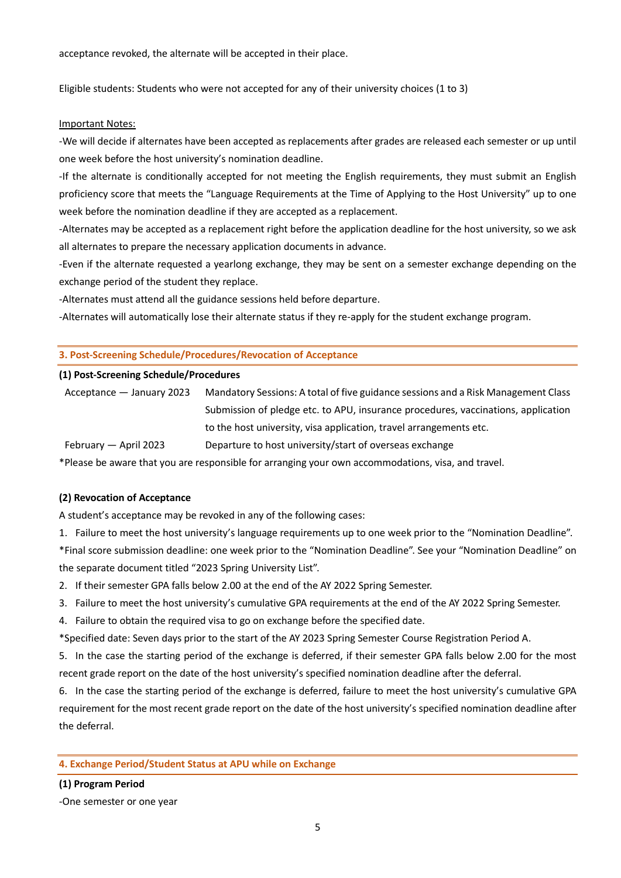acceptance revoked, the alternate will be accepted in their place.

Eligible students: Students who were not accepted for any of their university choices (1 to 3)

Important Notes:

-We will decide if alternates have been accepted as replacements after grades are released each semester or up until one week before the host university's nomination deadline.

-If the alternate is conditionally accepted for not meeting the English requirements, they must submit an English proficiency score that meets the "Language Requirements at the Time of Applying to the Host University" up to one week before the nomination deadline if they are accepted as a replacement.

-Alternates may be accepted as a replacement right before the application deadline for the host university, so we ask all alternates to prepare the necessary application documents in advance.

-Even if the alternate requested a yearlong exchange, they may be sent on a semester exchange depending on the exchange period of the student they replace.

-Alternates must attend all the guidance sessions held before departure.

-Alternates will automatically lose their alternate status if they re-apply for the student exchange program.

## 3. Post-Screening Schedule/Procedures/Revocation of Acceptance

### (1) Post-Screening Schedule/Procedures

| | |
|---|---|
| Acceptance — January 2023 | Mandatory Sessions: A total of five guidance sessions and a Risk Management Class<br>Submission of pledge etc. to APU, insurance procedures, vaccinations, application to the host university, visa application, travel arrangements etc. |
| February — April 2023 | Departure to host university/start of overseas exchange |

*Please be aware that you are responsible for arranging your own accommodations, visa, and travel.

### (2) Revocation of Acceptance

A student's acceptance may be revoked in any of the following cases:

1. Failure to meet the host university's language requirements up to one week prior to the "Nomination Deadline".

*Final score submission deadline: one week prior to the "Nomination Deadline". See your "Nomination Deadline" on the separate document titled "2023 Spring University List".

2. If their semester GPA falls below 2.00 at the end of the AY 2022 Spring Semester.
3. Failure to meet the host university's cumulative GPA requirements at the end of the AY 2022 Spring Semester.
4. Failure to obtain the required visa to go on exchange before the specified date.

*Specified date: Seven days prior to the start of the AY 2023 Spring Semester Course Registration Period A.

5. In the case the starting period of the exchange is deferred, if their semester GPA falls below 2.00 for the most recent grade report on the date of the host university's specified nomination deadline after the deferral.
6. In the case the starting period of the exchange is deferred, failure to meet the host university's cumulative GPA requirement for the most recent grade report on the date of the host university's specified nomination deadline after the deferral.

## 4. Exchange Period/Student Status at APU while on Exchange

### (1) Program Period

-One semester or one year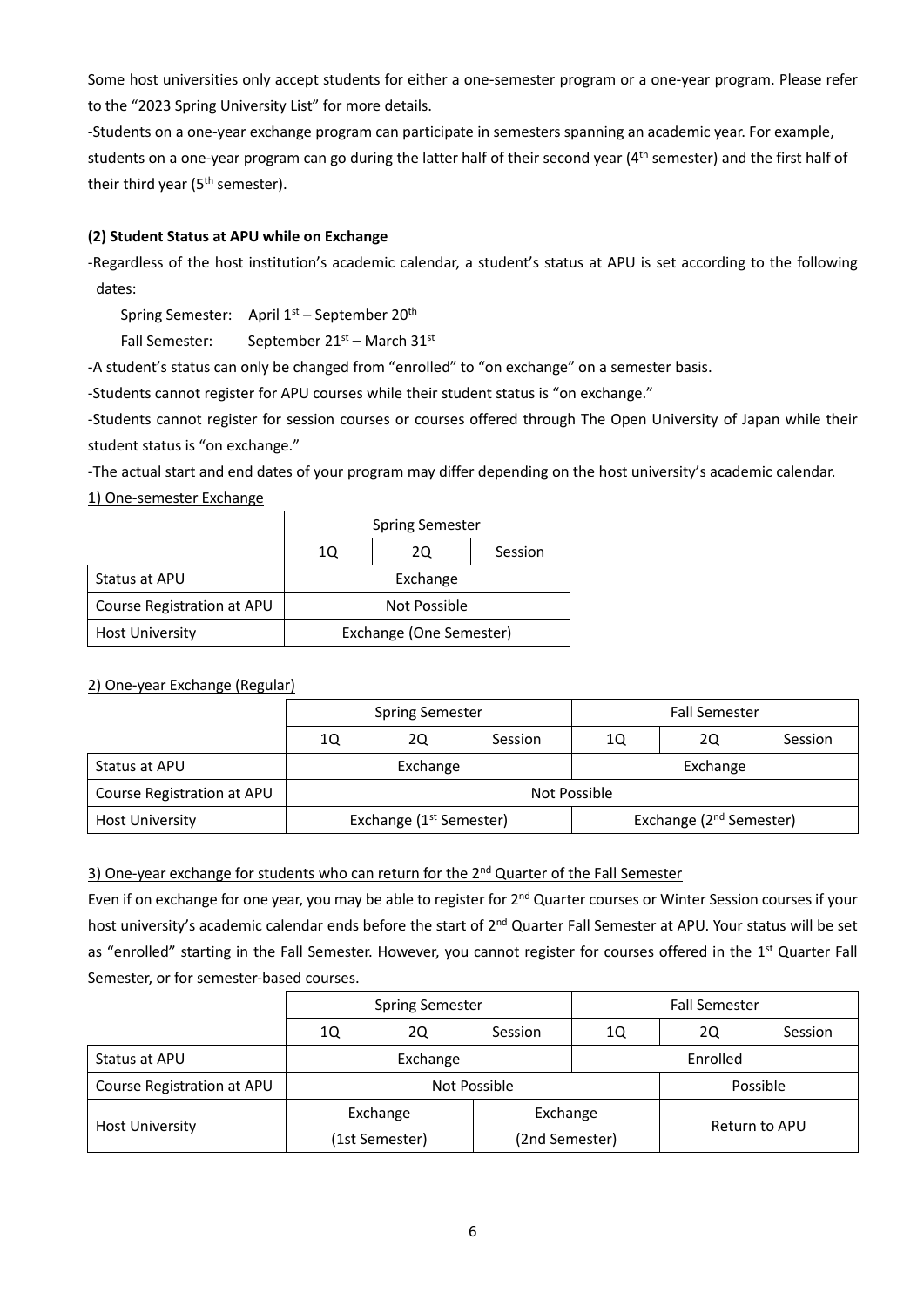Some host universities only accept students for either a one-semester program or a one-year program. Please refer to the "2023 Spring University List" for more details.

-Students on a one-year exchange program can participate in semesters spanning an academic year. For example, students on a one-year program can go during the latter half of their second year (4th semester) and the first half of their third year (5th semester).

**(2) Student Status at APU while on Exchange**

-Regardless of the host institution's academic calendar, a student's status at APU is set according to the following dates:

Spring Semester: April 1st – September 20th

Fall Semester: September 21st – March 31st

-A student's status can only be changed from "enrolled" to "on exchange" on a semester basis.

-Students cannot register for APU courses while their student status is "on exchange."

-Students cannot register for session courses or courses offered through The Open University of Japan while their student status is "on exchange."

-The actual start and end dates of your program may differ depending on the host university's academic calendar.

1) One-semester Exchange

| | Spring Semester | | |
|---|---|---|---|
| | 1Q | 2Q | Session |
| Status at APU | Exchange | | |
| Course Registration at APU | Not Possible | | |
| Host University | Exchange (One Semester) | | |

2) One-year Exchange (Regular)

| | Spring Semester | | | Fall Semester | | |
|---|---|---|---|---|---|---|
| | 1Q | 2Q | Session | 1Q | 2Q | Session |
| Status at APU | Exchange | | | Exchange | | |
| Course Registration at APU | Not Possible | | | | | |
| Host University | Exchange (1st Semester) | | | Exchange (2nd Semester) | | |

3) One-year exchange for students who can return for the 2nd Quarter of the Fall Semester

Even if on exchange for one year, you may be able to register for 2nd Quarter courses or Winter Session courses if your host university's academic calendar ends before the start of 2nd Quarter Fall Semester at APU. Your status will be set as "enrolled" starting in the Fall Semester. However, you cannot register for courses offered in the 1st Quarter Fall Semester, or for semester-based courses.

| | Spring Semester | | | Fall Semester | | |
|---|---|---|---|---|---|---|
| | 1Q | 2Q | Session | 1Q | 2Q | Session |
| Status at APU | Exchange | | | Enrolled | | |
| Course Registration at APU | Not Possible | | | | Possible | |
| Host University | Exchange (1st Semester) | | Exchange (2nd Semester) | | Return to APU | |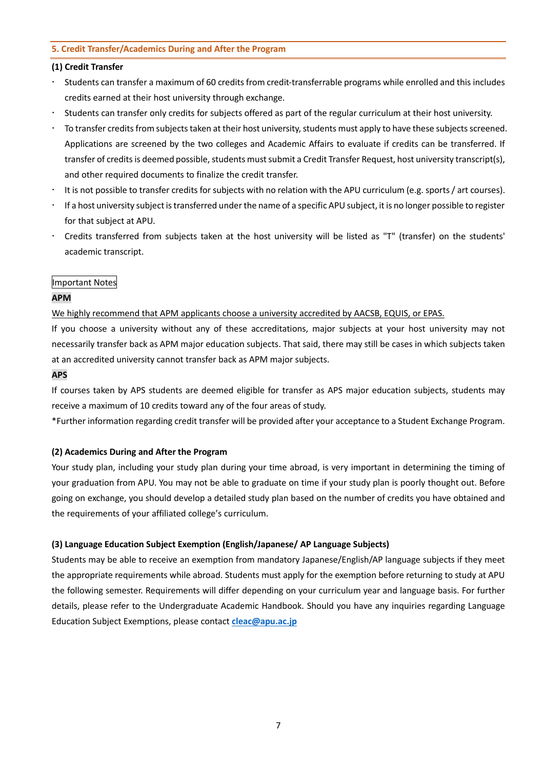## 5. Credit Transfer/Academics During and After the Program

### (1) Credit Transfer

- Students can transfer a maximum of 60 credits from credit-transferrable programs while enrolled and this includes credits earned at their host university through exchange.
- Students can transfer only credits for subjects offered as part of the regular curriculum at their host university.
- To transfer credits from subjects taken at their host university, students must apply to have these subjects screened. Applications are screened by the two colleges and Academic Affairs to evaluate if credits can be transferred. If transfer of credits is deemed possible, students must submit a Credit Transfer Request, host university transcript(s), and other required documents to finalize the credit transfer.
- It is not possible to transfer credits for subjects with no relation with the APU curriculum (e.g. sports / art courses).
- If a host university subject is transferred under the name of a specific APU subject, it is no longer possible to register for that subject at APU.
- Credits transferred from subjects taken at the host university will be listed as "T" (transfer) on the students' academic transcript.

Important Notes

**APM**

We highly recommend that APM applicants choose a university accredited by AACSB, EQUIS, or EPAS.

If you choose a university without any of these accreditations, major subjects at your host university may not necessarily transfer back as APM major education subjects. That said, there may still be cases in which subjects taken at an accredited university cannot transfer back as APM major subjects.

**APS**

If courses taken by APS students are deemed eligible for transfer as APS major education subjects, students may receive a maximum of 10 credits toward any of the four areas of study.

*Further information regarding credit transfer will be provided after your acceptance to a Student Exchange Program.

### (2) Academics During and After the Program

Your study plan, including your study plan during your time abroad, is very important in determining the timing of your graduation from APU. You may not be able to graduate on time if your study plan is poorly thought out. Before going on exchange, you should develop a detailed study plan based on the number of credits you have obtained and the requirements of your affiliated college's curriculum.

### (3) Language Education Subject Exemption (English/Japanese/ AP Language Subjects)

Students may be able to receive an exemption from mandatory Japanese/English/AP language subjects if they meet the appropriate requirements while abroad. Students must apply for the exemption before returning to study at APU the following semester. Requirements will differ depending on your curriculum year and language basis. For further details, please refer to the Undergraduate Academic Handbook. Should you have any inquiries regarding Language Education Subject Exemptions, please contact **cleac@apu.ac.jp**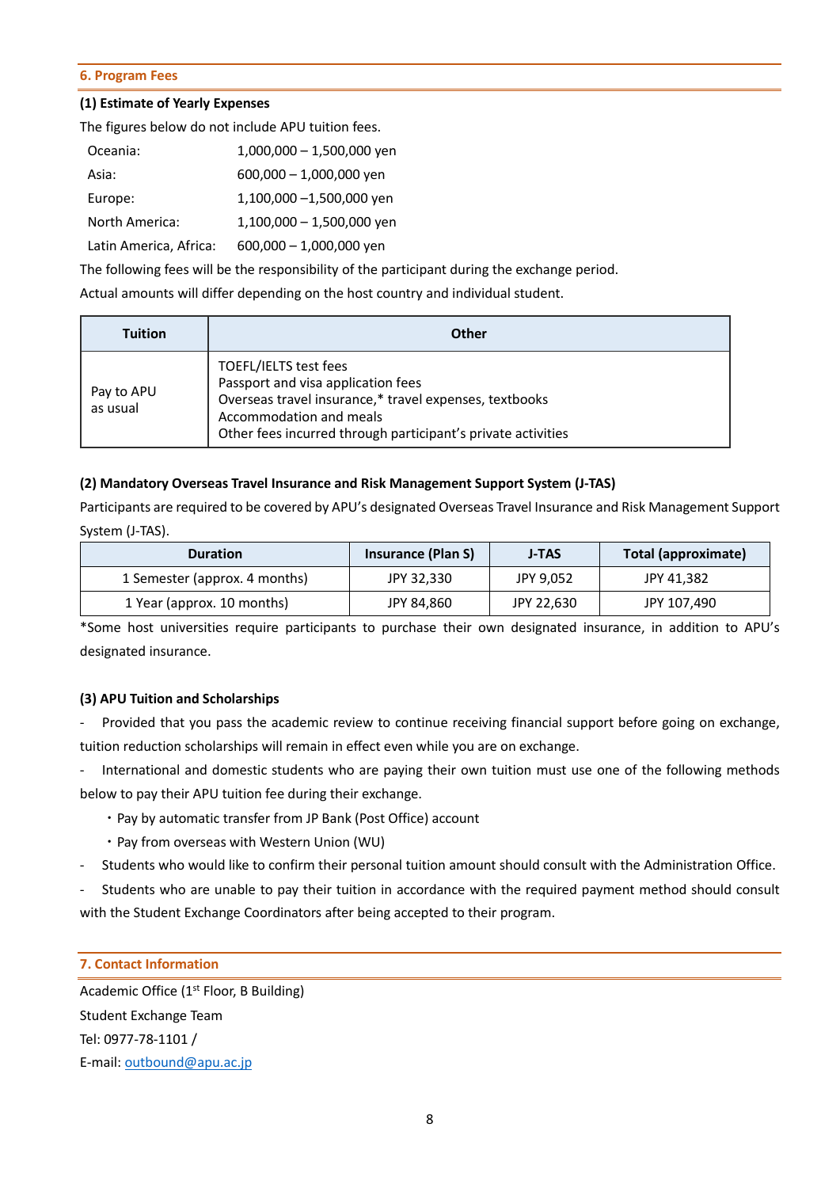## 6. Program Fees

**(1) Estimate of Yearly Expenses**

The figures below do not include APU tuition fees.

| | |
|---|---|
| Oceania: | 1,000,000 – 1,500,000 yen |
| Asia: | 600,000 – 1,000,000 yen |
| Europe: | 1,100,000 –1,500,000 yen |
| North America: | 1,100,000 – 1,500,000 yen |
| Latin America, Africa: | 600,000 – 1,000,000 yen |

The following fees will be the responsibility of the participant during the exchange period.

Actual amounts will differ depending on the host country and individual student.

| Tuition | Other |
|---|---|
| Pay to APU as usual | TOEFL/IELTS test fees<br>Passport and visa application fees<br>Overseas travel insurance,* travel expenses, textbooks<br>Accommodation and meals<br>Other fees incurred through participant's private activities |

**(2) Mandatory Overseas Travel Insurance and Risk Management Support System (J-TAS)**

Participants are required to be covered by APU's designated Overseas Travel Insurance and Risk Management Support System (J-TAS).

| Duration | Insurance (Plan S) | J-TAS | Total (approximate) |
|---|---|---|---|
| 1 Semester (approx. 4 months) | JPY 32,330 | JPY 9,052 | JPY 41,382 |
| 1 Year (approx. 10 months) | JPY 84,860 | JPY 22,630 | JPY 107,490 |

*Some host universities require participants to purchase their own designated insurance, in addition to APU's designated insurance.

**(3) APU Tuition and Scholarships**

- Provided that you pass the academic review to continue receiving financial support before going on exchange, tuition reduction scholarships will remain in effect even while you are on exchange.
- International and domestic students who are paying their own tuition must use one of the following methods below to pay their APU tuition fee during their exchange.
  - ・Pay by automatic transfer from JP Bank (Post Office) account
  - ・Pay from overseas with Western Union (WU)
- Students who would like to confirm their personal tuition amount should consult with the Administration Office.
- Students who are unable to pay their tuition in accordance with the required payment method should consult with the Student Exchange Coordinators after being accepted to their program.

## 7. Contact Information

Academic Office (1st Floor, B Building)

Student Exchange Team

Tel: 0977-78-1101 /

E-mail: outbound@apu.ac.jp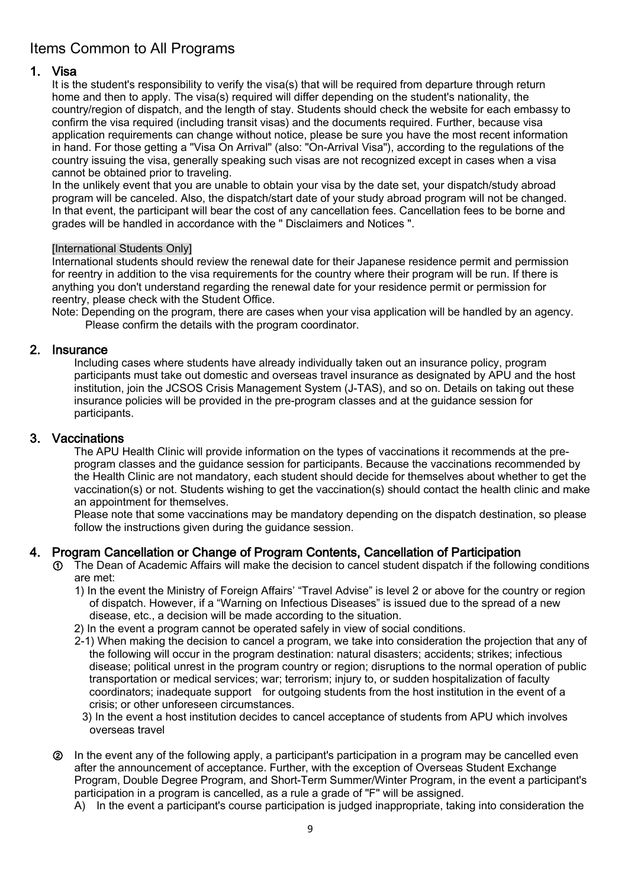# Items Common to All Programs

## 1. Visa

It is the student's responsibility to verify the visa(s) that will be required from departure through return home and then to apply. The visa(s) required will differ depending on the student's nationality, the country/region of dispatch, and the length of stay. Students should check the website for each embassy to confirm the visa required (including transit visas) and the documents required. Further, because visa application requirements can change without notice, please be sure you have the most recent information in hand. For those getting a "Visa On Arrival" (also: "On-Arrival Visa"), according to the regulations of the country issuing the visa, generally speaking such visas are not recognized except in cases when a visa cannot be obtained prior to traveling.

In the unlikely event that you are unable to obtain your visa by the date set, your dispatch/study abroad program will be canceled. Also, the dispatch/start date of your study abroad program will not be changed. In that event, the participant will bear the cost of any cancellation fees. Cancellation fees to be borne and grades will be handled in accordance with the " Disclaimers and Notices ".

[International Students Only]

International students should review the renewal date for their Japanese residence permit and permission for reentry in addition to the visa requirements for the country where their program will be run. If there is anything you don't understand regarding the renewal date for your residence permit or permission for reentry, please check with the Student Office.

Note: Depending on the program, there are cases when your visa application will be handled by an agency. Please confirm the details with the program coordinator.

## 2. Insurance

Including cases where students have already individually taken out an insurance policy, program participants must take out domestic and overseas travel insurance as designated by APU and the host institution, join the JCSOS Crisis Management System (J-TAS), and so on. Details on taking out these insurance policies will be provided in the pre-program classes and at the guidance session for participants.

## 3. Vaccinations

The APU Health Clinic will provide information on the types of vaccinations it recommends at the pre-program classes and the guidance session for participants. Because the vaccinations recommended by the Health Clinic are not mandatory, each student should decide for themselves about whether to get the vaccination(s) or not. Students wishing to get the vaccination(s) should contact the health clinic and make an appointment for themselves.

Please note that some vaccinations may be mandatory depending on the dispatch destination, so please follow the instructions given during the guidance session.

## 4. Program Cancellation or Change of Program Contents, Cancellation of Participation

① The Dean of Academic Affairs will make the decision to cancel student dispatch if the following conditions are met:

1) In the event the Ministry of Foreign Affairs' "Travel Advise" is level 2 or above for the country or region of dispatch. However, if a "Warning on Infectious Diseases" is issued due to the spread of a new disease, etc., a decision will be made according to the situation.

2) In the event a program cannot be operated safely in view of social conditions.

2-1) When making the decision to cancel a program, we take into consideration the projection that any of the following will occur in the program destination: natural disasters; accidents; strikes; infectious disease; political unrest in the program country or region; disruptions to the normal operation of public transportation or medical services; war; terrorism; injury to, or sudden hospitalization of faculty coordinators; inadequate support for outgoing students from the host institution in the event of a crisis; or other unforeseen circumstances.

3) In the event a host institution decides to cancel acceptance of students from APU which involves overseas travel

② In the event any of the following apply, a participant's participation in a program may be cancelled even after the announcement of acceptance. Further, with the exception of Overseas Student Exchange Program, Double Degree Program, and Short-Term Summer/Winter Program, in the event a participant's participation in a program is cancelled, as a rule a grade of "F" will be assigned.

A) In the event a participant's course participation is judged inappropriate, taking into consideration the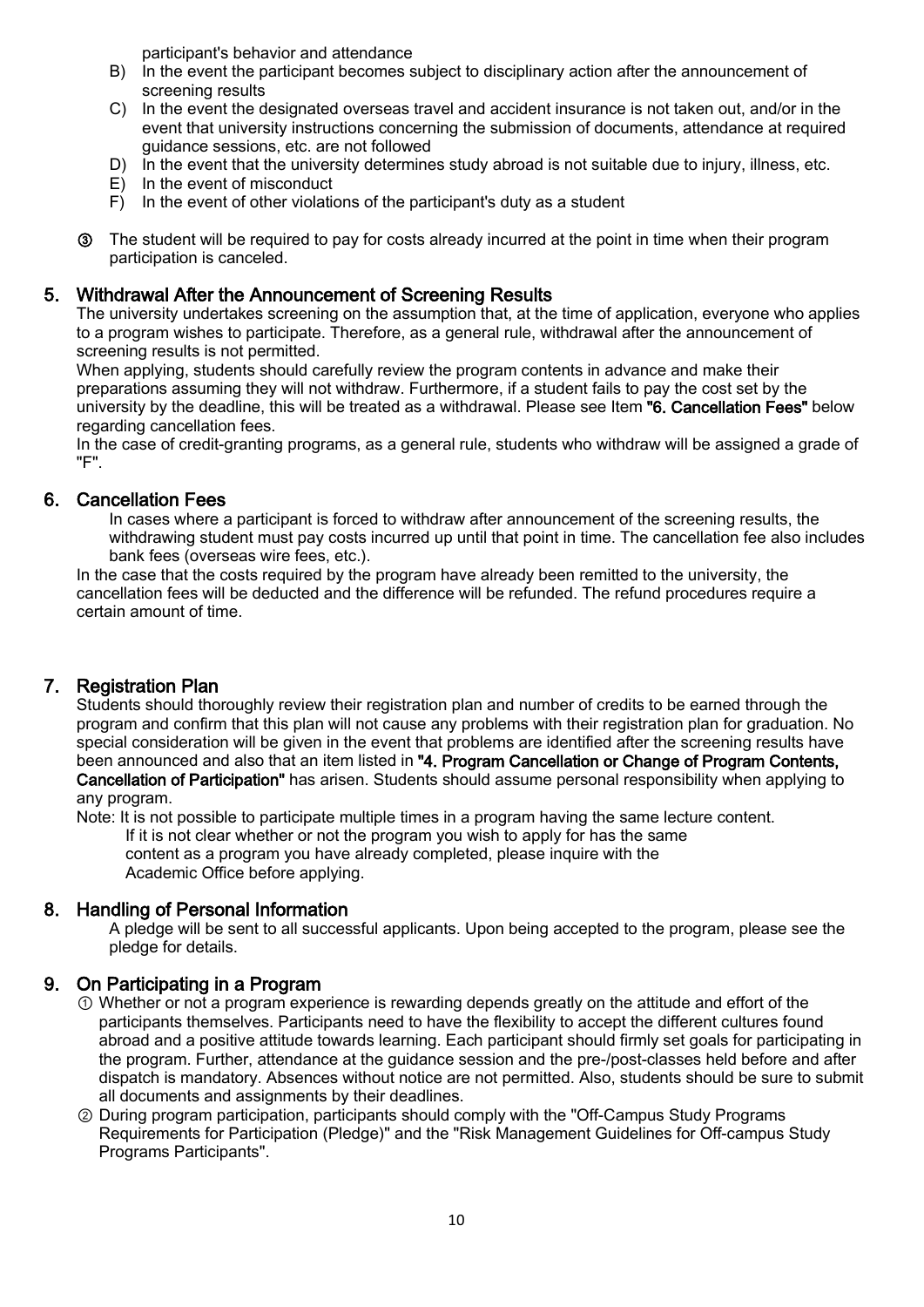participant's behavior and attendance

B) In the event the participant becomes subject to disciplinary action after the announcement of screening results
C) In the event the designated overseas travel and accident insurance is not taken out, and/or in the event that university instructions concerning the submission of documents, attendance at required guidance sessions, etc. are not followed
D) In the event that the university determines study abroad is not suitable due to injury, illness, etc.
E) In the event of misconduct
F) In the event of other violations of the participant's duty as a student

③ The student will be required to pay for costs already incurred at the point in time when their program participation is canceled.

## 5. Withdrawal After the Announcement of Screening Results

The university undertakes screening on the assumption that, at the time of application, everyone who applies to a program wishes to participate. Therefore, as a general rule, withdrawal after the announcement of screening results is not permitted.

When applying, students should carefully review the program contents in advance and make their preparations assuming they will not withdraw. Furthermore, if a student fails to pay the cost set by the university by the deadline, this will be treated as a withdrawal. Please see Item **"6. Cancellation Fees"** below regarding cancellation fees.

In the case of credit-granting programs, as a general rule, students who withdraw will be assigned a grade of "F".

## 6. Cancellation Fees

In cases where a participant is forced to withdraw after announcement of the screening results, the withdrawing student must pay costs incurred up until that point in time. The cancellation fee also includes bank fees (overseas wire fees, etc.).

In the case that the costs required by the program have already been remitted to the university, the cancellation fees will be deducted and the difference will be refunded. The refund procedures require a certain amount of time.

## 7. Registration Plan

Students should thoroughly review their registration plan and number of credits to be earned through the program and confirm that this plan will not cause any problems with their registration plan for graduation. No special consideration will be given in the event that problems are identified after the screening results have been announced and also that an item listed in **"4. Program Cancellation or Change of Program Contents, Cancellation of Participation"** has arisen. Students should assume personal responsibility when applying to any program.

Note: It is not possible to participate multiple times in a program having the same lecture content. If it is not clear whether or not the program you wish to apply for has the same content as a program you have already completed, please inquire with the Academic Office before applying.

## 8. Handling of Personal Information

A pledge will be sent to all successful applicants. Upon being accepted to the program, please see the pledge for details.

## 9. On Participating in a Program

① Whether or not a program experience is rewarding depends greatly on the attitude and effort of the participants themselves. Participants need to have the flexibility to accept the different cultures found abroad and a positive attitude towards learning. Each participant should firmly set goals for participating in the program. Further, attendance at the guidance session and the pre-/post-classes held before and after dispatch is mandatory. Absences without notice are not permitted. Also, students should be sure to submit all documents and assignments by their deadlines.

② During program participation, participants should comply with the "Off-Campus Study Programs Requirements for Participation (Pledge)" and the "Risk Management Guidelines for Off-campus Study Programs Participants".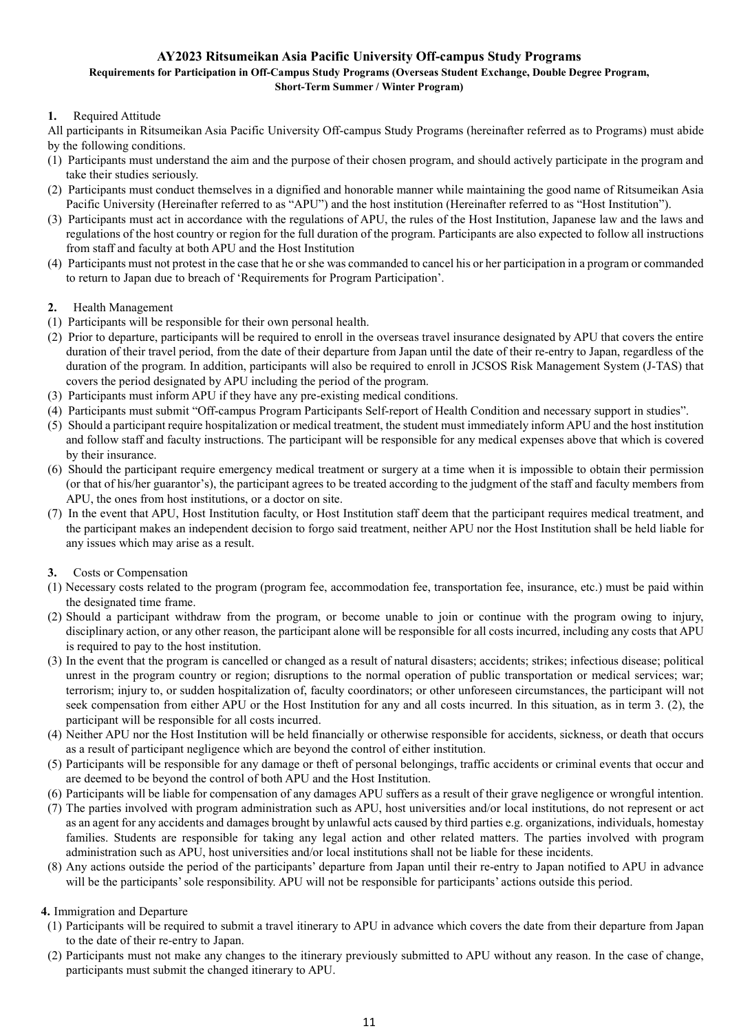# AY2023 Ritsumeikan Asia Pacific University Off-campus Study Programs

### Requirements for Participation in Off-Campus Study Programs (Overseas Student Exchange, Double Degree Program, Short-Term Summer / Winter Program)

**1.** Required Attitude

All participants in Ritsumeikan Asia Pacific University Off-campus Study Programs (hereinafter referred as to Programs) must abide by the following conditions.

(1) Participants must understand the aim and the purpose of their chosen program, and should actively participate in the program and take their studies seriously.

(2) Participants must conduct themselves in a dignified and honorable manner while maintaining the good name of Ritsumeikan Asia Pacific University (Hereinafter referred to as "APU") and the host institution (Hereinafter referred to as "Host Institution").

(3) Participants must act in accordance with the regulations of APU, the rules of the Host Institution, Japanese law and the laws and regulations of the host country or region for the full duration of the program. Participants are also expected to follow all instructions from staff and faculty at both APU and the Host Institution

(4) Participants must not protest in the case that he or she was commanded to cancel his or her participation in a program or commanded to return to Japan due to breach of 'Requirements for Program Participation'.

**2.** Health Management

(1) Participants will be responsible for their own personal health.

(2) Prior to departure, participants will be required to enroll in the overseas travel insurance designated by APU that covers the entire duration of their travel period, from the date of their departure from Japan until the date of their re-entry to Japan, regardless of the duration of the program. In addition, participants will also be required to enroll in JCSOS Risk Management System (J-TAS) that covers the period designated by APU including the period of the program.

(3) Participants must inform APU if they have any pre-existing medical conditions.

(4) Participants must submit "Off-campus Program Participants Self-report of Health Condition and necessary support in studies".

(5) Should a participant require hospitalization or medical treatment, the student must immediately inform APU and the host institution and follow staff and faculty instructions. The participant will be responsible for any medical expenses above that which is covered by their insurance.

(6) Should the participant require emergency medical treatment or surgery at a time when it is impossible to obtain their permission (or that of his/her guarantor's), the participant agrees to be treated according to the judgment of the staff and faculty members from APU, the ones from host institutions, or a doctor on site.

(7) In the event that APU, Host Institution faculty, or Host Institution staff deem that the participant requires medical treatment, and the participant makes an independent decision to forgo said treatment, neither APU nor the Host Institution shall be held liable for any issues which may arise as a result.

**3.** Costs or Compensation

(1) Necessary costs related to the program (program fee, accommodation fee, transportation fee, insurance, etc.) must be paid within the designated time frame.

(2) Should a participant withdraw from the program, or become unable to join or continue with the program owing to injury, disciplinary action, or any other reason, the participant alone will be responsible for all costs incurred, including any costs that APU is required to pay to the host institution.

(3) In the event that the program is cancelled or changed as a result of natural disasters; accidents; strikes; infectious disease; political unrest in the program country or region; disruptions to the normal operation of public transportation or medical services; war; terrorism; injury to, or sudden hospitalization of, faculty coordinators; or other unforeseen circumstances, the participant will not seek compensation from either APU or the Host Institution for any and all costs incurred. In this situation, as in term 3. (2), the participant will be responsible for all costs incurred.

(4) Neither APU nor the Host Institution will be held financially or otherwise responsible for accidents, sickness, or death that occurs as a result of participant negligence which are beyond the control of either institution.

(5) Participants will be responsible for any damage or theft of personal belongings, traffic accidents or criminal events that occur and are deemed to be beyond the control of both APU and the Host Institution.

(6) Participants will be liable for compensation of any damages APU suffers as a result of their grave negligence or wrongful intention.

(7) The parties involved with program administration such as APU, host universities and/or local institutions, do not represent or act as an agent for any accidents and damages brought by unlawful acts caused by third parties e.g. organizations, individuals, homestay families. Students are responsible for taking any legal action and other related matters. The parties involved with program administration such as APU, host universities and/or local institutions shall not be liable for these incidents.

(8) Any actions outside the period of the participants' departure from Japan until their re-entry to Japan notified to APU in advance will be the participants' sole responsibility. APU will not be responsible for participants' actions outside this period.

**4.** Immigration and Departure

(1) Participants will be required to submit a travel itinerary to APU in advance which covers the date from their departure from Japan to the date of their re-entry to Japan.

(2) Participants must not make any changes to the itinerary previously submitted to APU without any reason. In the case of change, participants must submit the changed itinerary to APU.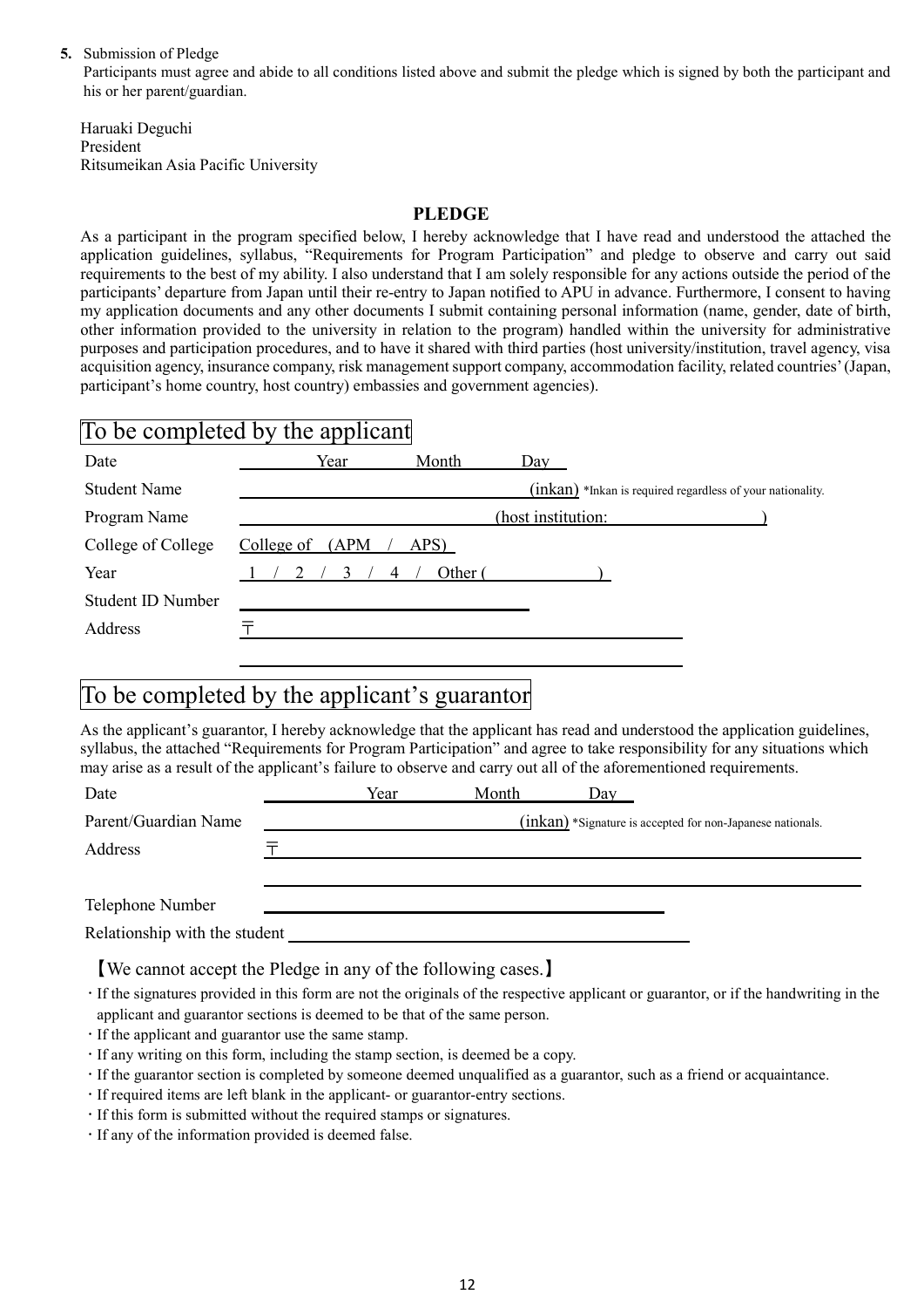**5.** Submission of Pledge

Participants must agree and abide to all conditions listed above and submit the pledge which is signed by both the participant and his or her parent/guardian.

Haruaki Deguchi
President
Ritsumeikan Asia Pacific University

## PLEDGE

As a participant in the program specified below, I hereby acknowledge that I have read and understood the attached the application guidelines, syllabus, "Requirements for Program Participation" and pledge to observe and carry out said requirements to the best of my ability. I also understand that I am solely responsible for any actions outside the period of the participants' departure from Japan until their re-entry to Japan notified to APU in advance. Furthermore, I consent to having my application documents and any other documents I submit containing personal information (name, gender, date of birth, other information provided to the university in relation to the program) handled within the university for administrative purposes and participation procedures, and to have it shared with third parties (host university/institution, travel agency, visa acquisition agency, insurance company, risk management support company, accommodation facility, related countries' (Japan, participant's home country, host country) embassies and government agencies).

## To be completed by the applicant

| | |
|---|---|
| Date | Year Month Day |
| Student Name | (inkan) *Inkan is required regardless of your nationality. |
| Program Name | (host institution: ) |
| College of College | College of (APM / APS) |
| Year | 1 / 2 / 3 / 4 / Other ( ) |
| Student ID Number | |
| Address | 〒 |

## To be completed by the applicant's guarantor

As the applicant's guarantor, I hereby acknowledge that the applicant has read and understood the application guidelines, syllabus, the attached "Requirements for Program Participation" and agree to take responsibility for any situations which may arise as a result of the applicant's failure to observe and carry out all of the aforementioned requirements.

| | |
|---|---|
| Date | Year Month Day |
| Parent/Guardian Name | (inkan) *Signature is accepted for non-Japanese nationals. |
| Address | 〒 |
| Telephone Number | |
| Relationship with the student | |

【We cannot accept the Pledge in any of the following cases.】

- If the signatures provided in this form are not the originals of the respective applicant or guarantor, or if the handwriting in the applicant and guarantor sections is deemed to be that of the same person.
- If the applicant and guarantor use the same stamp.
- If any writing on this form, including the stamp section, is deemed be a copy.
- If the guarantor section is completed by someone deemed unqualified as a guarantor, such as a friend or acquaintance.
- If required items are left blank in the applicant- or guarantor-entry sections.
- If this form is submitted without the required stamps or signatures.
- If any of the information provided is deemed false.